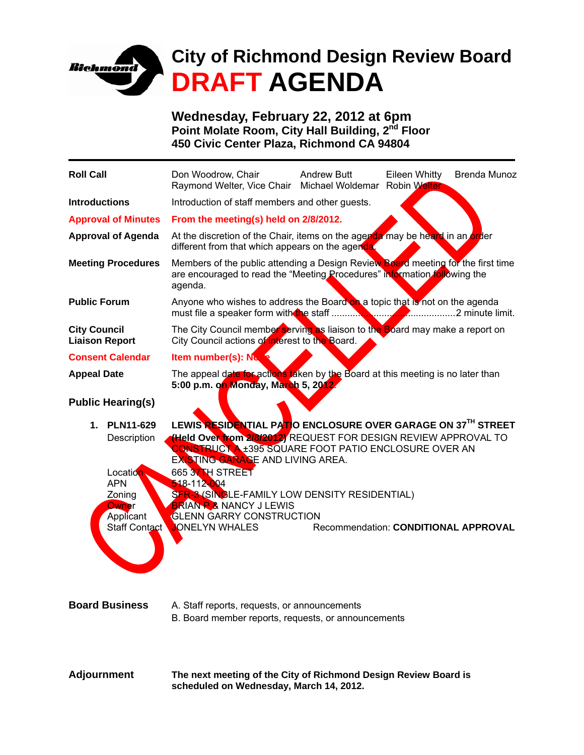# City of Richmond Design Review Board

# DRAFT AGENDA

**Wednesday, February 22, 2012 at 6pm**
**Point Molate Room, City Hall Building, 2nd Floor**
**450 Civic Center Plaza, Richmond CA 94804**

CANCELLED

| | |
|---|---|
| **Roll Call** | Don Woodrow, Chair; Raymond Welter, Vice Chair; Andrew Butt; Michael Woldemar; Eileen Whitty; Robin Welter; Brenda Munoz |
| **Introductions** | Introduction of staff members and other guests. |
| **Approval of Minutes** | **From the meeting(s) held on 2/8/2012.** |
| **Approval of Agenda** | At the discretion of the Chair, items on the agenda may be heard in an order different from that which appears on the agenda. |
| **Meeting Procedures** | Members of the public attending a Design Review Board meeting for the first time are encouraged to read the "Meeting Procedures" information following the agenda. |
| **Public Forum** | Anyone who wishes to address the Board on a topic that is not on the agenda must file a speaker form with the staff ........................................2 minute limit. |
| **City Council Liaison Report** | The City Council member serving as liaison to the Board may make a report on City Council actions of interest to the Board. |
| **Consent Calendar** | **Item number(s): None** |
| **Appeal Date** | The appeal date for actions taken by the Board at this meeting is no later than **5:00 p.m. on Monday, March 5, 2012.** |

## Public Hearing(s)

**1. PLN11-629** — **LEWIS RESIDENTIAL PATIO ENCLOSURE OVER GARAGE ON 37TH STREET**

| | |
|---|---|
| Description | **(Held Over from 2/8/2012)** REQUEST FOR DESIGN REVIEW APPROVAL TO CONSTRUCT A ±395 SQUARE FOOT PATIO ENCLOSURE OVER AN EXISTING GARAGE AND LIVING AREA. |
| Location | 665 37TH STREET |
| APN | 518-112-004 |
| Zoning | SFR-3 (SINGLE-FAMILY LOW DENSITY RESIDENTIAL) |
| Owner | BRIAN P & NANCY J LEWIS |
| Applicant | GLENN GARRY CONSTRUCTION |
| Staff Contact | JONELYN WHALES — Recommendation: **CONDITIONAL APPROVAL** |

## Board Business

A. Staff reports, requests, or announcements
B. Board member reports, requests, or announcements

## Adjournment

**The next meeting of the City of Richmond Design Review Board is scheduled on Wednesday, March 14, 2012.**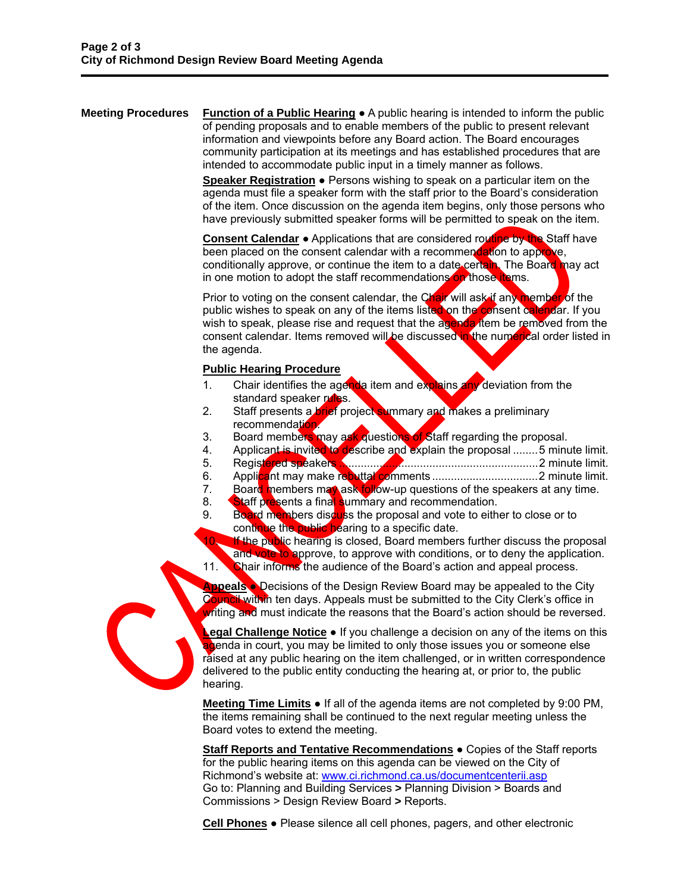**Meeting Procedures**

**Function of a Public Hearing** ● A public hearing is intended to inform the public of pending proposals and to enable members of the public to present relevant information and viewpoints before any Board action. The Board encourages community participation at its meetings and has established procedures that are intended to accommodate public input in a timely manner as follows.

**Speaker Registration** ● Persons wishing to speak on a particular item on the agenda must file a speaker form with the staff prior to the Board's consideration of the item. Once discussion on the agenda item begins, only those persons who have previously submitted speaker forms will be permitted to speak on the item.

**Consent Calendar** ● Applications that are considered routine by the Staff have been placed on the consent calendar with a recommendation to approve, conditionally approve, or continue the item to a date certain. The Board may act in one motion to adopt the staff recommendations on those items.

Prior to voting on the consent calendar, the Chair will ask if any member of the public wishes to speak on any of the items listed on the consent calendar. If you wish to speak, please rise and request that the agenda item be removed from the consent calendar. Items removed will be discussed in the numerical order listed in the agenda.

**Public Hearing Procedure**

1. Chair identifies the agenda item and explains any deviation from the standard speaker rules.
2. Staff presents a brief project summary and makes a preliminary recommendation.
3. Board members may ask questions of Staff regarding the proposal.
4. Applicant is invited to describe and explain the proposal ........5 minute limit.
5. Registered speakers ..............................................................2 minute limit.
6. Applicant may make rebuttal comments .................................2 minute limit.
7. Board members may ask follow-up questions of the speakers at any time.
8. Staff presents a final summary and recommendation.
9. Board members discuss the proposal and vote to either to close or to continue the public hearing to a specific date.
10. If the public hearing is closed, Board members further discuss the proposal and vote to approve, to approve with conditions, or to deny the application.
11. Chair informs the audience of the Board's action and appeal process.

**Appeals** ● Decisions of the Design Review Board may be appealed to the City Council within ten days. Appeals must be submitted to the City Clerk's office in writing and must indicate the reasons that the Board's action should be reversed.

**Legal Challenge Notice** ● If you challenge a decision on any of the items on this agenda in court, you may be limited to only those issues you or someone else raised at any public hearing on the item challenged, or in written correspondence delivered to the public entity conducting the hearing at, or prior to, the public hearing.

**Meeting Time Limits** ● If all of the agenda items are not completed by 9:00 PM, the items remaining shall be continued to the next regular meeting unless the Board votes to extend the meeting.

**Staff Reports and Tentative Recommendations** ● Copies of the Staff reports for the public hearing items on this agenda can be viewed on the City of Richmond's website at: www.ci.richmond.ca.us/documentcenterii.asp
Go to: Planning and Building Services **>** Planning Division > Boards and Commissions > Design Review Board **>** Reports.

**Cell Phones** ● Please silence all cell phones, pagers, and other electronic

CANCELLED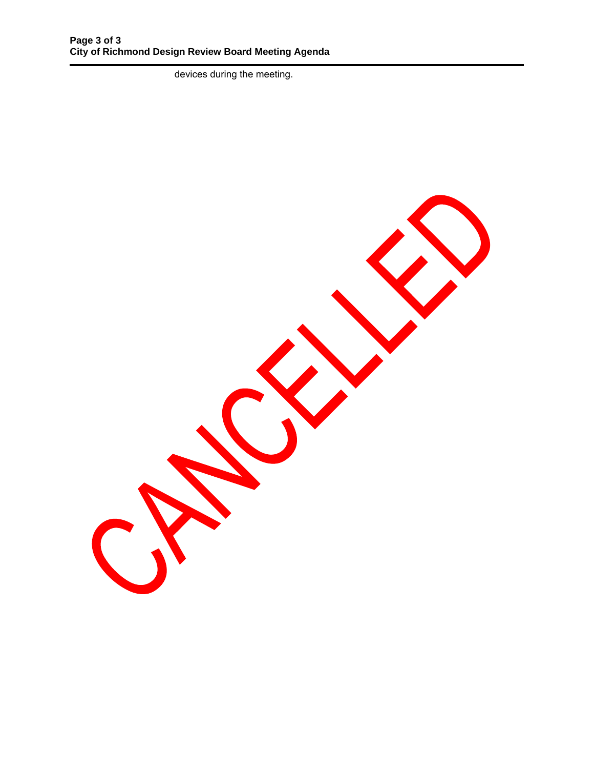devices during the meeting.

CANCELLED